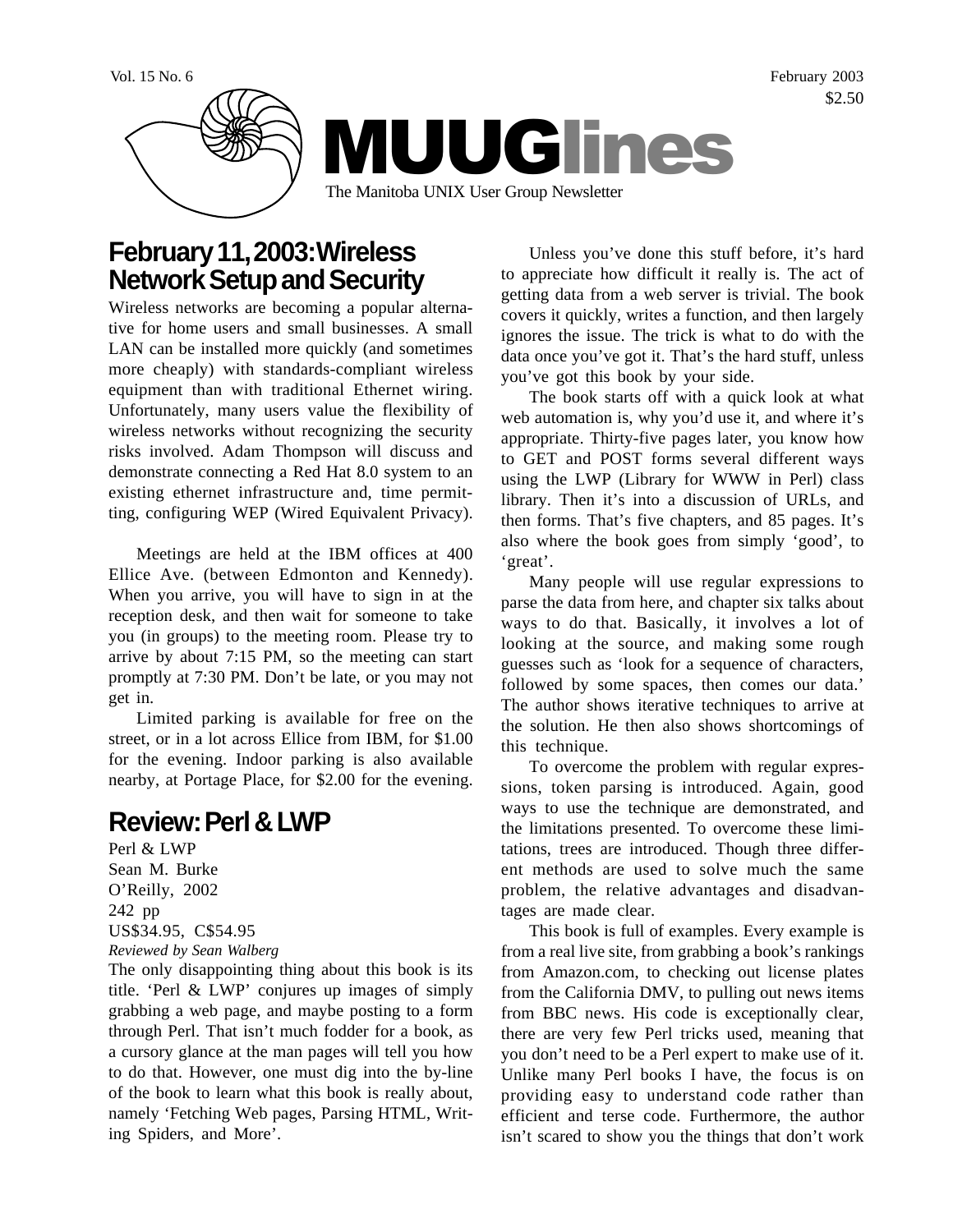Vol. 15 No. 6

February 2003

$2.50

# MUUGlines

The Manitoba UNIX User Group Newsletter

## February 11, 2003: Wireless Network Setup and Security

Wireless networks are becoming a popular alternative for home users and small businesses. A small LAN can be installed more quickly (and sometimes more cheaply) with standards-compliant wireless equipment than with traditional Ethernet wiring. Unfortunately, many users value the flexibility of wireless networks without recognizing the security risks involved. Adam Thompson will discuss and demonstrate connecting a Red Hat 8.0 system to an existing ethernet infrastructure and, time permitting, configuring WEP (Wired Equivalent Privacy).

Meetings are held at the IBM offices at 400 Ellice Ave. (between Edmonton and Kennedy). When you arrive, you will have to sign in at the reception desk, and then wait for someone to take you (in groups) to the meeting room. Please try to arrive by about 7:15 PM, so the meeting can start promptly at 7:30 PM. Don't be late, or you may not get in.

Limited parking is available for free on the street, or in a lot across Ellice from IBM, for $1.00 for the evening. Indoor parking is also available nearby, at Portage Place, for $2.00 for the evening.

## Review: Perl & LWP

Perl & LWP
Sean M. Burke
O'Reilly, 2002
242 pp
US$34.95, C$54.95
*Reviewed by Sean Walberg*

The only disappointing thing about this book is its title. 'Perl & LWP' conjures up images of simply grabbing a web page, and maybe posting to a form through Perl. That isn't much fodder for a book, as a cursory glance at the man pages will tell you how to do that. However, one must dig into the by-line of the book to learn what this book is really about, namely 'Fetching Web pages, Parsing HTML, Writing Spiders, and More'.

Unless you've done this stuff before, it's hard to appreciate how difficult it really is. The act of getting data from a web server is trivial. The book covers it quickly, writes a function, and then largely ignores the issue. The trick is what to do with the data once you've got it. That's the hard stuff, unless you've got this book by your side.

The book starts off with a quick look at what web automation is, why you'd use it, and where it's appropriate. Thirty-five pages later, you know how to GET and POST forms several different ways using the LWP (Library for WWW in Perl) class library. Then it's into a discussion of URLs, and then forms. That's five chapters, and 85 pages. It's also where the book goes from simply 'good', to 'great'.

Many people will use regular expressions to parse the data from here, and chapter six talks about ways to do that. Basically, it involves a lot of looking at the source, and making some rough guesses such as 'look for a sequence of characters, followed by some spaces, then comes our data.' The author shows iterative techniques to arrive at the solution. He then also shows shortcomings of this technique.

To overcome the problem with regular expressions, token parsing is introduced. Again, good ways to use the technique are demonstrated, and the limitations presented. To overcome these limitations, trees are introduced. Though three different methods are used to solve much the same problem, the relative advantages and disadvantages are made clear.

This book is full of examples. Every example is from a real live site, from grabbing a book's rankings from Amazon.com, to checking out license plates from the California DMV, to pulling out news items from BBC news. His code is exceptionally clear, there are very few Perl tricks used, meaning that you don't need to be a Perl expert to make use of it. Unlike many Perl books I have, the focus is on providing easy to understand code rather than efficient and terse code. Furthermore, the author isn't scared to show you the things that don't work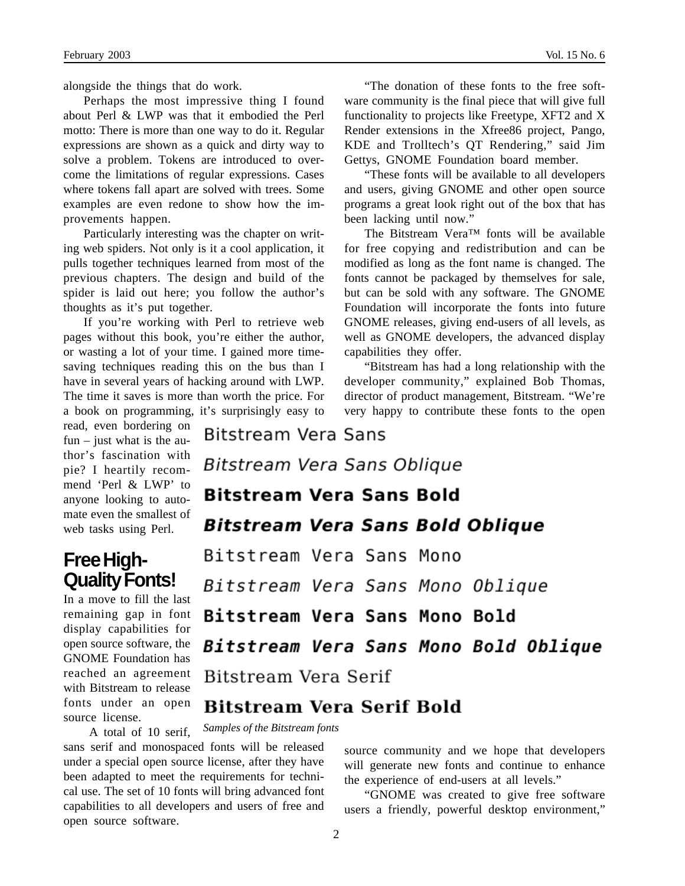alongside the things that do work.

Perhaps the most impressive thing I found about Perl & LWP was that it embodied the Perl motto: There is more than one way to do it. Regular expressions are shown as a quick and dirty way to solve a problem. Tokens are introduced to overcome the limitations of regular expressions. Cases where tokens fall apart are solved with trees. Some examples are even redone to show how the improvements happen.

Particularly interesting was the chapter on writing web spiders. Not only is it a cool application, it pulls together techniques learned from most of the previous chapters. The design and build of the spider is laid out here; you follow the author's thoughts as it's put together.

If you're working with Perl to retrieve web pages without this book, you're either the author, or wasting a lot of your time. I gained more time-saving techniques reading this on the bus than I have in several years of hacking around with LWP. The time it saves is more than worth the price. For a book on programming, it's surprisingly easy to read, even bordering on fun – just what is the author's fascination with pie? I heartily recommend 'Perl & LWP' to anyone looking to automate even the smallest of web tasks using Perl.

## Free High-Quality Fonts!

In a move to fill the last remaining gap in font display capabilities for open source software, the GNOME Foundation has reached an agreement with Bitstream to release fonts under an open source license.

A total of 10 serif, sans serif and monospaced fonts will be released under a special open source license, after they have been adapted to meet the requirements for technical use. The set of 10 fonts will bring advanced font capabilities to all developers and users of free and open source software.

"The donation of these fonts to the free software community is the final piece that will give full functionality to projects like Freetype, XFT2 and X Render extensions in the Xfree86 project, Pango, KDE and Trolltech's QT Rendering," said Jim Gettys, GNOME Foundation board member.

"These fonts will be available to all developers and users, giving GNOME and other open source programs a great look right out of the box that has been lacking until now."

The Bitstream Vera™ fonts will be available for free copying and redistribution and can be modified as long as the font name is changed. The fonts cannot be packaged by themselves for sale, but can be sold with any software. The GNOME Foundation will incorporate the fonts into future GNOME releases, giving end-users of all levels, as well as GNOME developers, the advanced display capabilities they offer.

"Bitstream has had a long relationship with the developer community," explained Bob Thomas, director of product management, Bitstream. "We're very happy to contribute these fonts to the open source community and we hope that developers will generate new fonts and continue to enhance the experience of end-users at all levels."

"GNOME was created to give free software users a friendly, powerful desktop environment,"

Bitstream Vera Sans

*Bitstream Vera Sans Oblique*

**Bitstream Vera Sans Bold**

***Bitstream Vera Sans Bold Oblique***

Bitstream Vera Sans Mono

*Bitstream Vera Sans Mono Oblique*

**Bitstream Vera Sans Mono Bold**

***Bitstream Vera Sans Mono Bold Oblique***

Bitstream Vera Serif

**Bitstream Vera Serif Bold**

*Samples of the Bitstream fonts*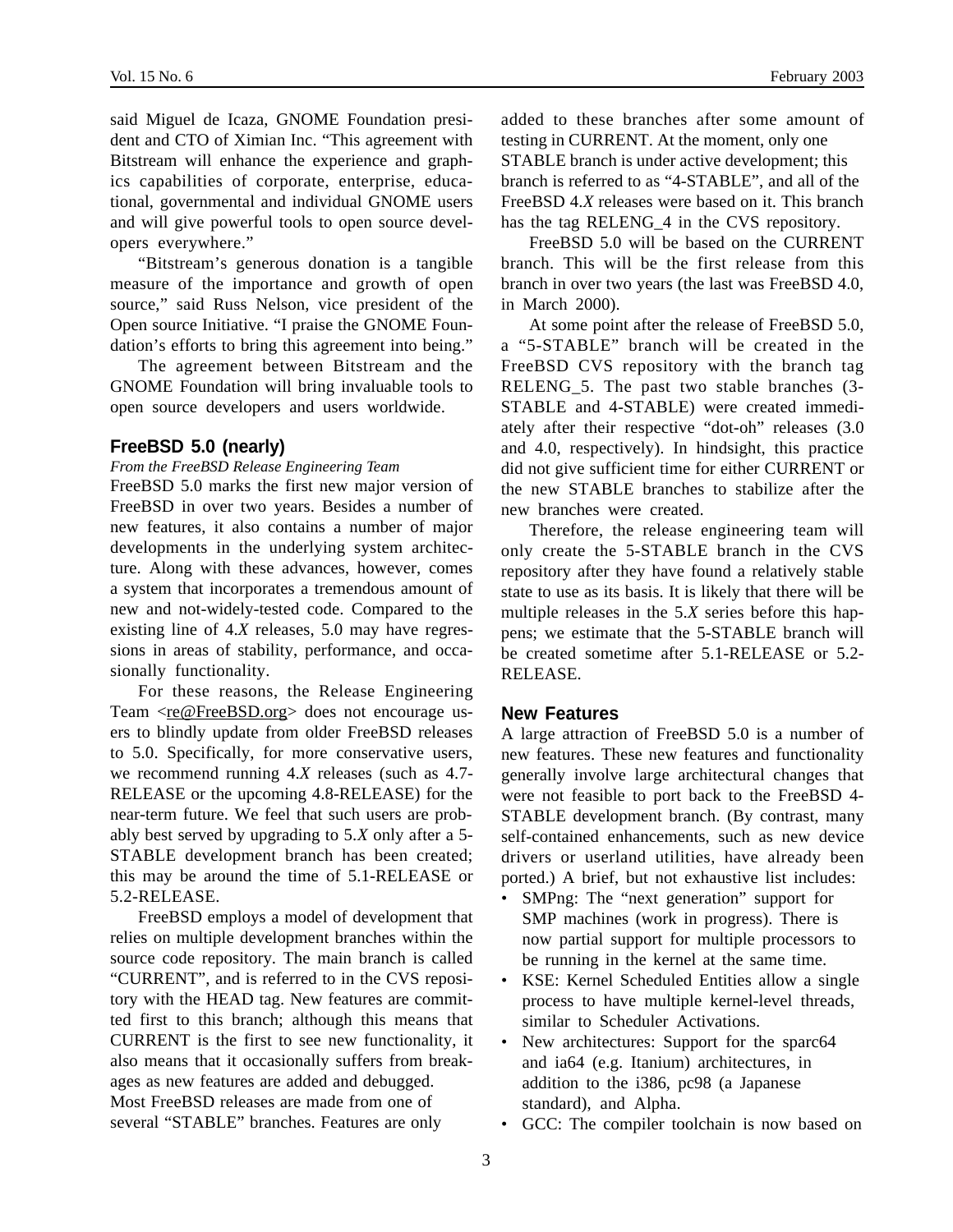said Miguel de Icaza, GNOME Foundation president and CTO of Ximian Inc. "This agreement with Bitstream will enhance the experience and graphics capabilities of corporate, enterprise, educational, governmental and individual GNOME users and will give powerful tools to open source developers everywhere."

"Bitstream's generous donation is a tangible measure of the importance and growth of open source," said Russ Nelson, vice president of the Open source Initiative. "I praise the GNOME Foundation's efforts to bring this agreement into being."

The agreement between Bitstream and the GNOME Foundation will bring invaluable tools to open source developers and users worldwide.

## FreeBSD 5.0 (nearly)

*From the FreeBSD Release Engineering Team*

FreeBSD 5.0 marks the first new major version of FreeBSD in over two years. Besides a number of new features, it also contains a number of major developments in the underlying system architecture. Along with these advances, however, comes a system that incorporates a tremendous amount of new and not-widely-tested code. Compared to the existing line of 4.*X* releases, 5.0 may have regressions in areas of stability, performance, and occasionally functionality.

For these reasons, the Release Engineering Team <re@FreeBSD.org> does not encourage users to blindly update from older FreeBSD releases to 5.0. Specifically, for more conservative users, we recommend running 4.*X* releases (such as 4.7-RELEASE or the upcoming 4.8-RELEASE) for the near-term future. We feel that such users are probably best served by upgrading to 5.*X* only after a 5-STABLE development branch has been created; this may be around the time of 5.1-RELEASE or 5.2-RELEASE.

FreeBSD employs a model of development that relies on multiple development branches within the source code repository. The main branch is called "CURRENT", and is referred to in the CVS repository with the HEAD tag. New features are committed first to this branch; although this means that CURRENT is the first to see new functionality, it also means that it occasionally suffers from breakages as new features are added and debugged.

Most FreeBSD releases are made from one of several "STABLE" branches. Features are only added to these branches after some amount of testing in CURRENT. At the moment, only one STABLE branch is under active development; this branch is referred to as "4-STABLE", and all of the FreeBSD 4.*X* releases were based on it. This branch has the tag RELENG_4 in the CVS repository.

FreeBSD 5.0 will be based on the CURRENT branch. This will be the first release from this branch in over two years (the last was FreeBSD 4.0, in March 2000).

At some point after the release of FreeBSD 5.0, a "5-STABLE" branch will be created in the FreeBSD CVS repository with the branch tag RELENG_5. The past two stable branches (3-STABLE and 4-STABLE) were created immediately after their respective "dot-oh" releases (3.0 and 4.0, respectively). In hindsight, this practice did not give sufficient time for either CURRENT or the new STABLE branches to stabilize after the new branches were created.

Therefore, the release engineering team will only create the 5-STABLE branch in the CVS repository after they have found a relatively stable state to use as its basis. It is likely that there will be multiple releases in the 5.*X* series before this happens; we estimate that the 5-STABLE branch will be created sometime after 5.1-RELEASE or 5.2-RELEASE.

### New Features

A large attraction of FreeBSD 5.0 is a number of new features. These new features and functionality generally involve large architectural changes that were not feasible to port back to the FreeBSD 4-STABLE development branch. (By contrast, many self-contained enhancements, such as new device drivers or userland utilities, have already been ported.) A brief, but not exhaustive list includes:

- SMPng: The "next generation" support for SMP machines (work in progress). There is now partial support for multiple processors to be running in the kernel at the same time.
- KSE: Kernel Scheduled Entities allow a single process to have multiple kernel-level threads, similar to Scheduler Activations.
- New architectures: Support for the sparc64 and ia64 (e.g. Itanium) architectures, in addition to the i386, pc98 (a Japanese standard), and Alpha.
- GCC: The compiler toolchain is now based on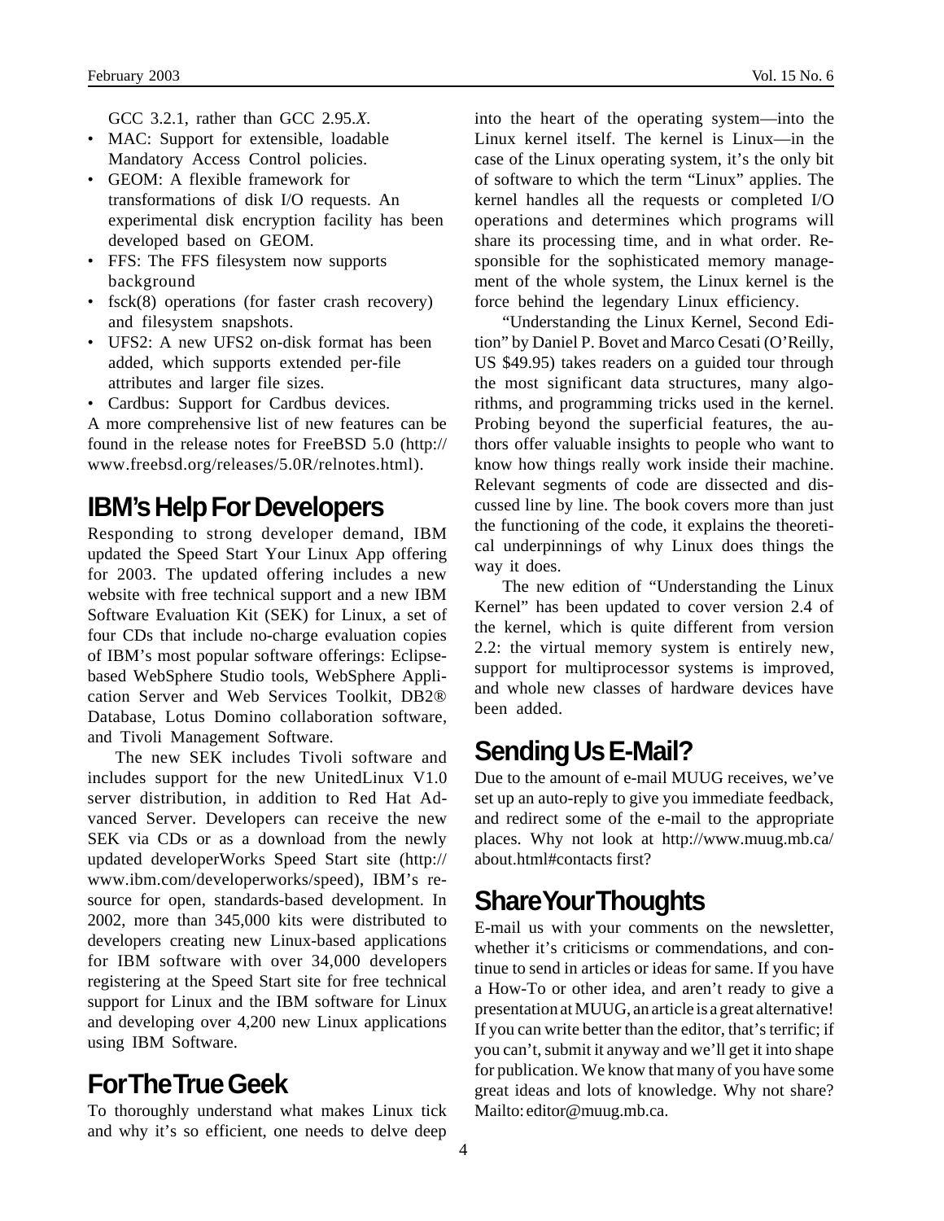GCC 3.2.1, rather than GCC 2.95.*X*.

- MAC: Support for extensible, loadable Mandatory Access Control policies.
- GEOM: A flexible framework for transformations of disk I/O requests. An experimental disk encryption facility has been developed based on GEOM.
- FFS: The FFS filesystem now supports background
- fsck(8) operations (for faster crash recovery) and filesystem snapshots.
- UFS2: A new UFS2 on-disk format has been added, which supports extended per-file attributes and larger file sizes.
- Cardbus: Support for Cardbus devices.

A more comprehensive list of new features can be found in the release notes for FreeBSD 5.0 (http://www.freebsd.org/releases/5.0R/relnotes.html).

## IBM's Help For Developers

Responding to strong developer demand, IBM updated the Speed Start Your Linux App offering for 2003. The updated offering includes a new website with free technical support and a new IBM Software Evaluation Kit (SEK) for Linux, a set of four CDs that include no-charge evaluation copies of IBM's most popular software offerings: Eclipse-based WebSphere Studio tools, WebSphere Application Server and Web Services Toolkit, DB2® Database, Lotus Domino collaboration software, and Tivoli Management Software.

The new SEK includes Tivoli software and includes support for the new UnitedLinux V1.0 server distribution, in addition to Red Hat Advanced Server. Developers can receive the new SEK via CDs or as a download from the newly updated developerWorks Speed Start site (http://www.ibm.com/developerworks/speed), IBM's resource for open, standards-based development. In 2002, more than 345,000 kits were distributed to developers creating new Linux-based applications for IBM software with over 34,000 developers registering at the Speed Start site for free technical support for Linux and the IBM software for Linux and developing over 4,200 new Linux applications using IBM Software.

## For The True Geek

To thoroughly understand what makes Linux tick and why it's so efficient, one needs to delve deep into the heart of the operating system—into the Linux kernel itself. The kernel is Linux—in the case of the Linux operating system, it's the only bit of software to which the term "Linux" applies. The kernel handles all the requests or completed I/O operations and determines which programs will share its processing time, and in what order. Responsible for the sophisticated memory management of the whole system, the Linux kernel is the force behind the legendary Linux efficiency.

"Understanding the Linux Kernel, Second Edition" by Daniel P. Bovet and Marco Cesati (O'Reilly, US $49.95) takes readers on a guided tour through the most significant data structures, many algorithms, and programming tricks used in the kernel. Probing beyond the superficial features, the authors offer valuable insights to people who want to know how things really work inside their machine. Relevant segments of code are dissected and discussed line by line. The book covers more than just the functioning of the code, it explains the theoretical underpinnings of why Linux does things the way it does.

The new edition of "Understanding the Linux Kernel" has been updated to cover version 2.4 of the kernel, which is quite different from version 2.2: the virtual memory system is entirely new, support for multiprocessor systems is improved, and whole new classes of hardware devices have been added.

## Sending Us E-Mail?

Due to the amount of e-mail MUUG receives, we've set up an auto-reply to give you immediate feedback, and redirect some of the e-mail to the appropriate places. Why not look at http://www.muug.mb.ca/about.html#contacts first?

## Share Your Thoughts

E-mail us with your comments on the newsletter, whether it's criticisms or commendations, and continue to send in articles or ideas for same. If you have a How-To or other idea, and aren't ready to give a presentation at MUUG, an article is a great alternative! If you can write better than the editor, that's terrific; if you can't, submit it anyway and we'll get it into shape for publication. We know that many of you have some great ideas and lots of knowledge. Why not share? Mailto: editor@muug.mb.ca.